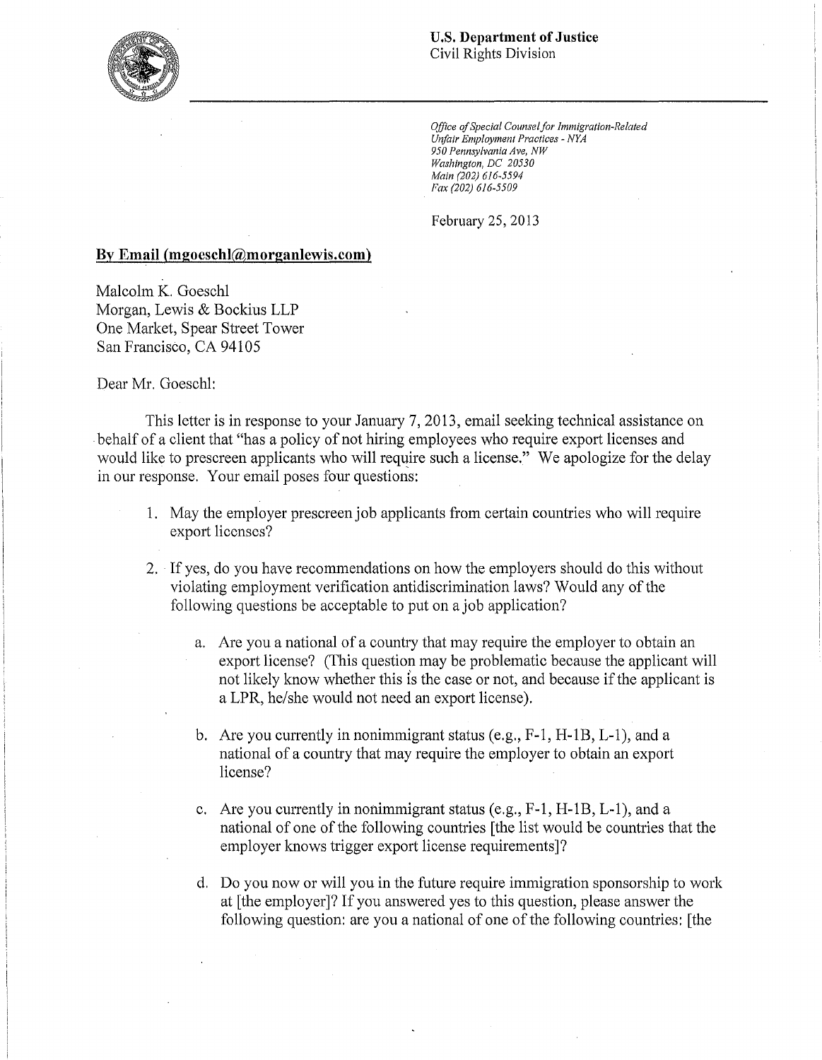**U.S. Department of Justice**
Civil Rights Division

*Office of Special Counsel for Immigration-Related Unfair Employment Practices - NYA*
*950 Pennsylvania Ave, NW*
*Washington, DC 20530*
*Main (202) 616-5594*
*Fax (202) 616-5509*

February 25, 2013

**By Email (mgoeschl@morganlewis.com)**

Malcolm K. Goeschl
Morgan, Lewis & Bockius LLP
One Market, Spear Street Tower
San Francisco, CA 94105

Dear Mr. Goeschl:

This letter is in response to your January 7, 2013, email seeking technical assistance on behalf of a client that "has a policy of not hiring employees who require export licenses and would like to prescreen applicants who will require such a license." We apologize for the delay in our response. Your email poses four questions:

1. May the employer prescreen job applicants from certain countries who will require export licenses?

2. If yes, do you have recommendations on how the employers should do this without violating employment verification antidiscrimination laws? Would any of the following questions be acceptable to put on a job application?

    a. Are you a national of a country that may require the employer to obtain an export license? (This question may be problematic because the applicant will not likely know whether this is the case or not, and because if the applicant is a LPR, he/she would not need an export license).

    b. Are you currently in nonimmigrant status (e.g., F-1, H-1B, L-1), and a national of a country that may require the employer to obtain an export license?

    c. Are you currently in nonimmigrant status (e.g., F-1, H-1B, L-1), and a national of one of the following countries [the list would be countries that the employer knows trigger export license requirements]?

    d. Do you now or will you in the future require immigration sponsorship to work at [the employer]? If you answered yes to this question, please answer the following question: are you a national of one of the following countries: [the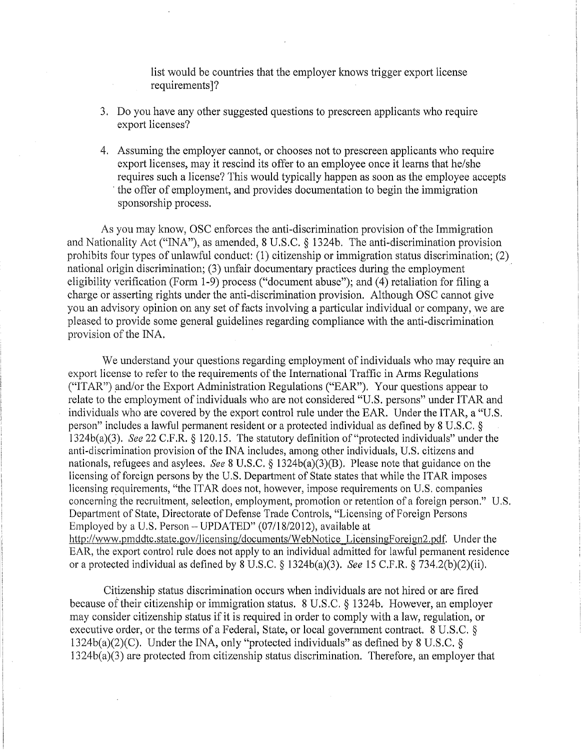list would be countries that the employer knows trigger export license requirements]?

3. Do you have any other suggested questions to prescreen applicants who require export licenses?

4. Assuming the employer cannot, or chooses not to prescreen applicants who require export licenses, may it rescind its offer to an employee once it learns that he/she requires such a license? This would typically happen as soon as the employee accepts the offer of employment, and provides documentation to begin the immigration sponsorship process.

As you may know, OSC enforces the anti-discrimination provision of the Immigration and Nationality Act ("INA"), as amended, 8 U.S.C. § 1324b. The anti-discrimination provision prohibits four types of unlawful conduct: (1) citizenship or immigration status discrimination; (2) national origin discrimination; (3) unfair documentary practices during the employment eligibility verification (Form I-9) process ("document abuse"); and (4) retaliation for filing a charge or asserting rights under the anti-discrimination provision. Although OSC cannot give you an advisory opinion on any set of facts involving a particular individual or company, we are pleased to provide some general guidelines regarding compliance with the anti-discrimination provision of the INA.

We understand your questions regarding employment of individuals who may require an export license to refer to the requirements of the International Traffic in Arms Regulations ("ITAR") and/or the Export Administration Regulations ("EAR"). Your questions appear to relate to the employment of individuals who are not considered "U.S. persons" under ITAR and individuals who are covered by the export control rule under the EAR. Under the ITAR, a "U.S. person" includes a lawful permanent resident or a protected individual as defined by 8 U.S.C. § 1324b(a)(3). *See* 22 C.F.R. § 120.15. The statutory definition of "protected individuals" under the anti-discrimination provision of the INA includes, among other individuals, U.S. citizens and nationals, refugees and asylees. *See* 8 U.S.C. § 1324b(a)(3)(B). Please note that guidance on the licensing of foreign persons by the U.S. Department of State states that while the ITAR imposes licensing requirements, "the ITAR does not, however, impose requirements on U.S. companies concerning the recruitment, selection, employment, promotion or retention of a foreign person." U.S. Department of State, Directorate of Defense Trade Controls, "Licensing of Foreign Persons Employed by a U.S. Person – UPDATED" (07/18/2012), available at http://www.pmddtc.state.gov/licensing/documents/WebNotice_LicensingForeign2.pdf. Under the EAR, the export control rule does not apply to an individual admitted for lawful permanent residence or a protected individual as defined by 8 U.S.C. § 1324b(a)(3). *See* 15 C.F.R. § 734.2(b)(2)(ii).

Citizenship status discrimination occurs when individuals are not hired or are fired because of their citizenship or immigration status. 8 U.S.C. § 1324b. However, an employer may consider citizenship status if it is required in order to comply with a law, regulation, or executive order, or the terms of a Federal, State, or local government contract. 8 U.S.C. § 1324b(a)(2)(C). Under the INA, only "protected individuals" as defined by 8 U.S.C. § 1324b(a)(3) are protected from citizenship status discrimination. Therefore, an employer that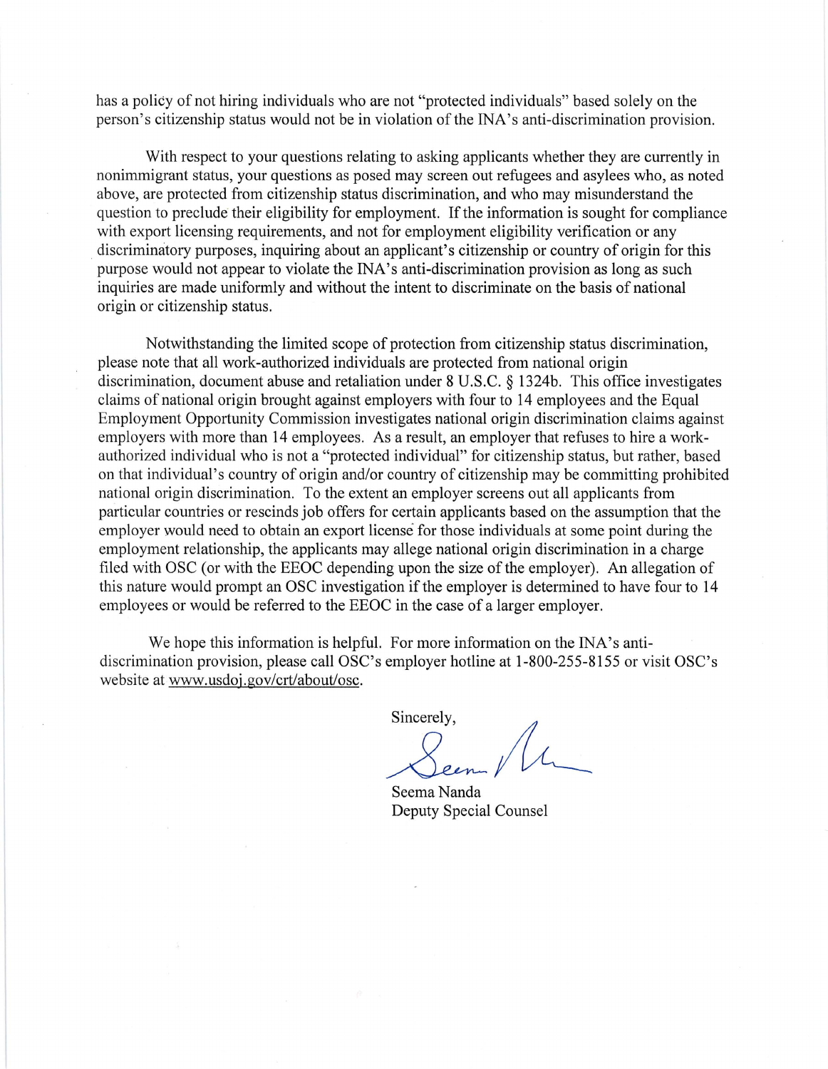has a policy of not hiring individuals who are not "protected individuals" based solely on the person's citizenship status would not be in violation of the INA's anti-discrimination provision.

With respect to your questions relating to asking applicants whether they are currently in nonimmigrant status, your questions as posed may screen out refugees and asylees who, as noted above, are protected from citizenship status discrimination, and who may misunderstand the question to preclude their eligibility for employment. If the information is sought for compliance with export licensing requirements, and not for employment eligibility verification or any discriminatory purposes, inquiring about an applicant's citizenship or country of origin for this purpose would not appear to violate the INA's anti-discrimination provision as long as such inquiries are made uniformly and without the intent to discriminate on the basis of national origin or citizenship status.

Notwithstanding the limited scope of protection from citizenship status discrimination, please note that all work-authorized individuals are protected from national origin discrimination, document abuse and retaliation under 8 U.S.C. § 1324b. This office investigates claims of national origin brought against employers with four to 14 employees and the Equal Employment Opportunity Commission investigates national origin discrimination claims against employers with more than 14 employees. As a result, an employer that refuses to hire a work-authorized individual who is not a "protected individual" for citizenship status, but rather, based on that individual's country of origin and/or country of citizenship may be committing prohibited national origin discrimination. To the extent an employer screens out all applicants from particular countries or rescinds job offers for certain applicants based on the assumption that the employer would need to obtain an export license for those individuals at some point during the employment relationship, the applicants may allege national origin discrimination in a charge filed with OSC (or with the EEOC depending upon the size of the employer). An allegation of this nature would prompt an OSC investigation if the employer is determined to have four to 14 employees or would be referred to the EEOC in the case of a larger employer.

We hope this information is helpful. For more information on the INA's anti-discrimination provision, please call OSC's employer hotline at 1-800-255-8155 or visit OSC's website at www.usdoj.gov/crt/about/osc.

Sincerely,

Seema Nanda
Deputy Special Counsel